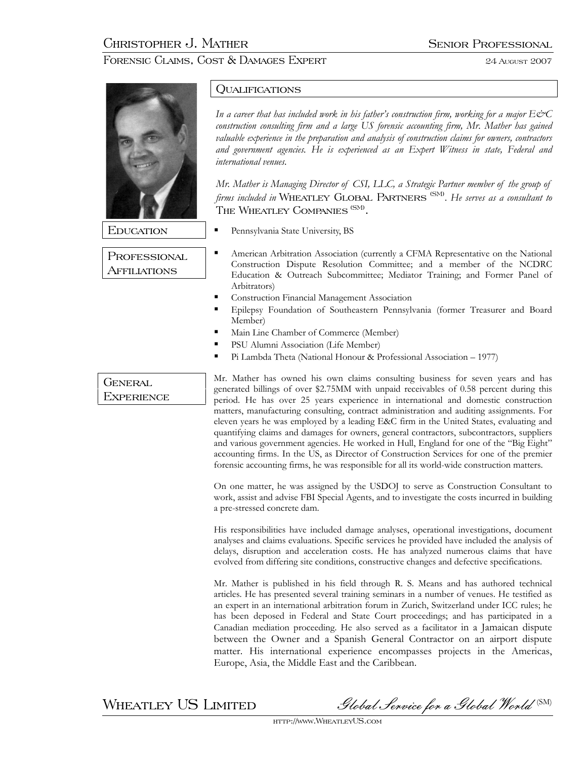# Christopher J. Mather

**Senior Professional**

## Forensic Claims, Cost & Damages Expert

24 August 2007

## Qualifications

*In a career that has included work in his father's construction firm, working for a major E&C construction consulting firm and a large US forensic accounting firm, Mr. Mather has gained valuable experience in the preparation and analysis of construction claims for owners, contractors and government agencies. He is experienced as an Expert Witness in state, Federal and international venues.*

*Mr. Mather is Managing Director of CSI, LLC, a Strategic Partner member of the group of firms included in* Wheatley Global Partners (SM). *He serves as a consultant to* The Wheatley Companies (SM).

## Education

- Pennsylvania State University, BS

## Professional Affiliations

- American Arbitration Association (currently a CFMA Representative on the National Construction Dispute Resolution Committee; and a member of the NCDRC Education & Outreach Subcommittee; Mediator Training; and Former Panel of Arbitrators)
- Construction Financial Management Association
- Epilepsy Foundation of Southeastern Pennsylvania (former Treasurer and Board Member)
- Main Line Chamber of Commerce (Member)
- PSU Alumni Association (Life Member)
- Pi Lambda Theta (National Honour & Professional Association – 1977)

## General Experience

Mr. Mather has owned his own claims consulting business for seven years and has generated billings of over $2.75MM with unpaid receivables of 0.58 percent during this period. He has over 25 years experience in international and domestic construction matters, manufacturing consulting, contract administration and auditing assignments. For eleven years he was employed by a leading E&C firm in the United States, evaluating and quantifying claims and damages for owners, general contractors, subcontractors, suppliers and various government agencies. He worked in Hull, England for one of the "Big Eight" accounting firms. In the US, as Director of Construction Services for one of the premier forensic accounting firms, he was responsible for all its world-wide construction matters.

On one matter, he was assigned by the USDOJ to serve as Construction Consultant to work, assist and advise FBI Special Agents, and to investigate the costs incurred in building a pre-stressed concrete dam.

His responsibilities have included damage analyses, operational investigations, document analyses and claims evaluations. Specific services he provided have included the analysis of delays, disruption and acceleration costs. He has analyzed numerous claims that have evolved from differing site conditions, constructive changes and defective specifications.

Mr. Mather is published in his field through R. S. Means and has authored technical articles. He has presented several training seminars in a number of venues. He testified as an expert in an international arbitration forum in Zurich, Switzerland under ICC rules; he has been deposed in Federal and State Court proceedings; and has participated in a Canadian mediation proceeding. He also served as a facilitator in a Jamaican dispute between the Owner and a Spanish General Contractor on an airport dispute matter. His international experience encompasses projects in the Americas, Europe, Asia, the Middle East and the Caribbean.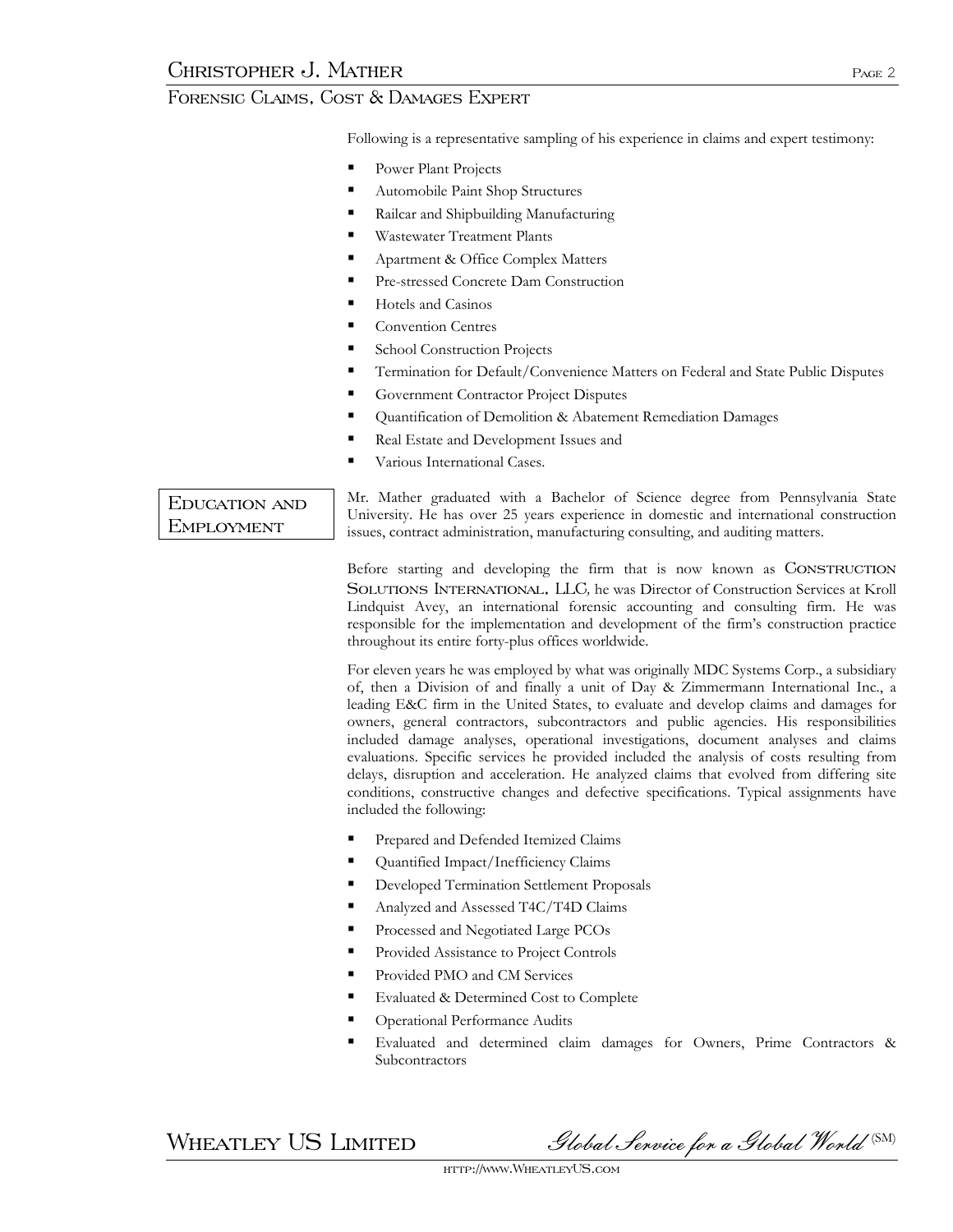Following is a representative sampling of his experience in claims and expert testimony:

- Power Plant Projects
- Automobile Paint Shop Structures
- Railcar and Shipbuilding Manufacturing
- Wastewater Treatment Plants
- Apartment & Office Complex Matters
- Pre-stressed Concrete Dam Construction
- Hotels and Casinos
- Convention Centres
- School Construction Projects
- Termination for Default/Convenience Matters on Federal and State Public Disputes
- Government Contractor Project Disputes
- Quantification of Demolition & Abatement Remediation Damages
- Real Estate and Development Issues and
- Various International Cases.

## Education and Employment

Mr. Mather graduated with a Bachelor of Science degree from Pennsylvania State University. He has over 25 years experience in domestic and international construction issues, contract administration, manufacturing consulting, and auditing matters.

Before starting and developing the firm that is now known as CONSTRUCTION SOLUTIONS INTERNATIONAL, LLC, he was Director of Construction Services at Kroll Lindquist Avey, an international forensic accounting and consulting firm. He was responsible for the implementation and development of the firm's construction practice throughout its entire forty-plus offices worldwide.

For eleven years he was employed by what was originally MDC Systems Corp., a subsidiary of, then a Division of and finally a unit of Day & Zimmermann International Inc., a leading E&C firm in the United States, to evaluate and develop claims and damages for owners, general contractors, subcontractors and public agencies. His responsibilities included damage analyses, operational investigations, document analyses and claims evaluations. Specific services he provided included the analysis of costs resulting from delays, disruption and acceleration. He analyzed claims that evolved from differing site conditions, constructive changes and defective specifications. Typical assignments have included the following:

- Prepared and Defended Itemized Claims
- Quantified Impact/Inefficiency Claims
- Developed Termination Settlement Proposals
- Analyzed and Assessed T4C/T4D Claims
- Processed and Negotiated Large PCOs
- Provided Assistance to Project Controls
- Provided PMO and CM Services
- Evaluated & Determined Cost to Complete
- Operational Performance Audits
- Evaluated and determined claim damages for Owners, Prime Contractors & Subcontractors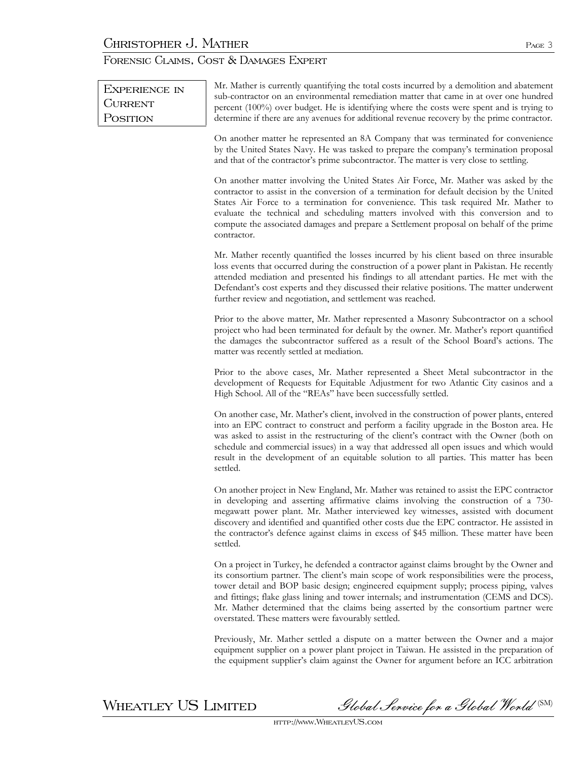## Experience in Current Position

Mr. Mather is currently quantifying the total costs incurred by a demolition and abatement sub-contractor on an environmental remediation matter that came in at over one hundred percent (100%) over budget. He is identifying where the costs were spent and is trying to determine if there are any avenues for additional revenue recovery by the prime contractor.

On another matter he represented an 8A Company that was terminated for convenience by the United States Navy. He was tasked to prepare the company's termination proposal and that of the contractor's prime subcontractor. The matter is very close to settling.

On another matter involving the United States Air Force, Mr. Mather was asked by the contractor to assist in the conversion of a termination for default decision by the United States Air Force to a termination for convenience. This task required Mr. Mather to evaluate the technical and scheduling matters involved with this conversion and to compute the associated damages and prepare a Settlement proposal on behalf of the prime contractor.

Mr. Mather recently quantified the losses incurred by his client based on three insurable loss events that occurred during the construction of a power plant in Pakistan. He recently attended mediation and presented his findings to all attendant parties. He met with the Defendant's cost experts and they discussed their relative positions. The matter underwent further review and negotiation, and settlement was reached.

Prior to the above matter, Mr. Mather represented a Masonry Subcontractor on a school project who had been terminated for default by the owner. Mr. Mather's report quantified the damages the subcontractor suffered as a result of the School Board's actions. The matter was recently settled at mediation.

Prior to the above cases, Mr. Mather represented a Sheet Metal subcontractor in the development of Requests for Equitable Adjustment for two Atlantic City casinos and a High School. All of the "REAs" have been successfully settled.

On another case, Mr. Mather's client, involved in the construction of power plants, entered into an EPC contract to construct and perform a facility upgrade in the Boston area. He was asked to assist in the restructuring of the client's contract with the Owner (both on schedule and commercial issues) in a way that addressed all open issues and which would result in the development of an equitable solution to all parties. This matter has been settled.

On another project in New England, Mr. Mather was retained to assist the EPC contractor in developing and asserting affirmative claims involving the construction of a 730-megawatt power plant. Mr. Mather interviewed key witnesses, assisted with document discovery and identified and quantified other costs due the EPC contractor. He assisted in the contractor's defence against claims in excess of $45 million. These matter have been settled.

On a project in Turkey, he defended a contractor against claims brought by the Owner and its consortium partner. The client's main scope of work responsibilities were the process, tower detail and BOP basic design; engineered equipment supply; process piping, valves and fittings; flake glass lining and tower internals; and instrumentation (CEMS and DCS). Mr. Mather determined that the claims being asserted by the consortium partner were overstated. These matters were favourably settled.

Previously, Mr. Mather settled a dispute on a matter between the Owner and a major equipment supplier on a power plant project in Taiwan. He assisted in the preparation of the equipment supplier's claim against the Owner for argument before an ICC arbitration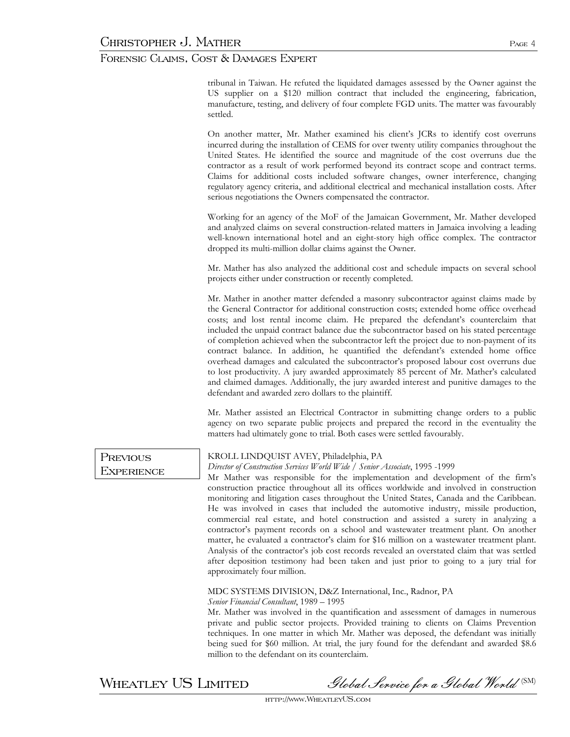tribunal in Taiwan. He refuted the liquidated damages assessed by the Owner against the US supplier on a $120 million contract that included the engineering, fabrication, manufacture, testing, and delivery of four complete FGD units. The matter was favourably settled.

On another matter, Mr. Mather examined his client's JCRs to identify cost overruns incurred during the installation of CEMS for over twenty utility companies throughout the United States. He identified the source and magnitude of the cost overruns due the contractor as a result of work performed beyond its contract scope and contract terms. Claims for additional costs included software changes, owner interference, changing regulatory agency criteria, and additional electrical and mechanical installation costs. After serious negotiations the Owners compensated the contractor.

Working for an agency of the MoF of the Jamaican Government, Mr. Mather developed and analyzed claims on several construction-related matters in Jamaica involving a leading well-known international hotel and an eight-story high office complex. The contractor dropped its multi-million dollar claims against the Owner.

Mr. Mather has also analyzed the additional cost and schedule impacts on several school projects either under construction or recently completed.

Mr. Mather in another matter defended a masonry subcontractor against claims made by the General Contractor for additional construction costs; extended home office overhead costs; and lost rental income claim. He prepared the defendant's counterclaim that included the unpaid contract balance due the subcontractor based on his stated percentage of completion achieved when the subcontractor left the project due to non-payment of its contract balance. In addition, he quantified the defendant's extended home office overhead damages and calculated the subcontractor's proposed labour cost overruns due to lost productivity. A jury awarded approximately 85 percent of Mr. Mather's calculated and claimed damages. Additionally, the jury awarded interest and punitive damages to the defendant and awarded zero dollars to the plaintiff.

Mr. Mather assisted an Electrical Contractor in submitting change orders to a public agency on two separate public projects and prepared the record in the eventuality the matters had ultimately gone to trial. Both cases were settled favourably.

## Previous Experience

KROLL LINDQUIST AVEY, Philadelphia, PA
*Director of Construction Services World Wide / Senior Associate*, 1995 -1999
Mr Mather was responsible for the implementation and development of the firm's construction practice throughout all its offices worldwide and involved in construction monitoring and litigation cases throughout the United States, Canada and the Caribbean. He was involved in cases that included the automotive industry, missile production, commercial real estate, and hotel construction and assisted a surety in analyzing a contractor's payment records on a school and wastewater treatment plant. On another matter, he evaluated a contractor's claim for $16 million on a wastewater treatment plant. Analysis of the contractor's job cost records revealed an overstated claim that was settled after deposition testimony had been taken and just prior to going to a jury trial for approximately four million.

MDC SYSTEMS DIVISION, D&Z International, Inc., Radnor, PA
*Senior Financial Consultant*, 1989 – 1995
Mr. Mather was involved in the quantification and assessment of damages in numerous private and public sector projects. Provided training to clients on Claims Prevention techniques. In one matter in which Mr. Mather was deposed, the defendant was initially being sued for $60 million. At trial, the jury found for the defendant and awarded $8.6 million to the defendant on its counterclaim.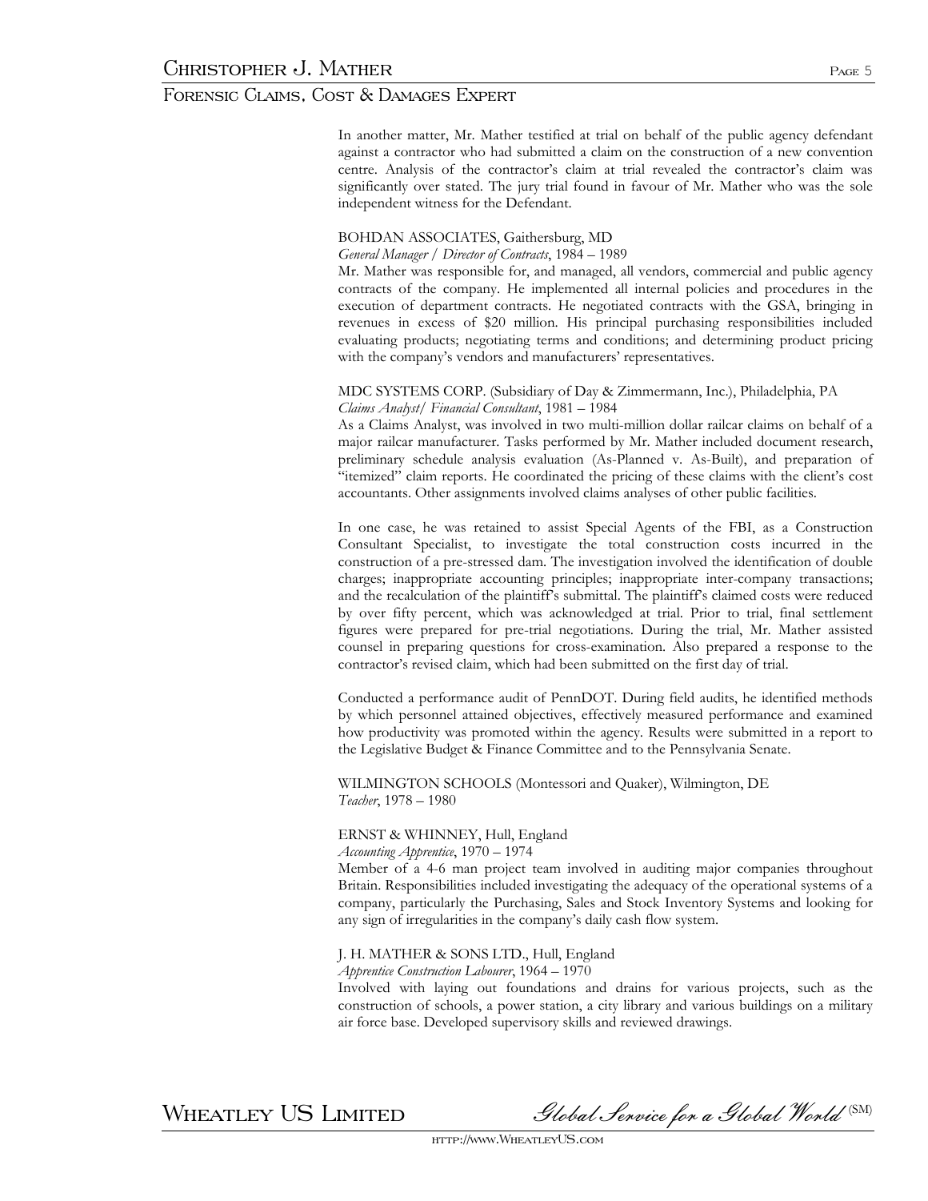In another matter, Mr. Mather testified at trial on behalf of the public agency defendant against a contractor who had submitted a claim on the construction of a new convention centre. Analysis of the contractor's claim at trial revealed the contractor's claim was significantly over stated. The jury trial found in favour of Mr. Mather who was the sole independent witness for the Defendant.

BOHDAN ASSOCIATES, Gaithersburg, MD
*General Manager / Director of Contracts*, 1984 – 1989
Mr. Mather was responsible for, and managed, all vendors, commercial and public agency contracts of the company. He implemented all internal policies and procedures in the execution of department contracts. He negotiated contracts with the GSA, bringing in revenues in excess of $20 million. His principal purchasing responsibilities included evaluating products; negotiating terms and conditions; and determining product pricing with the company's vendors and manufacturers' representatives.

MDC SYSTEMS CORP. (Subsidiary of Day & Zimmermann, Inc.), Philadelphia, PA
*Claims Analyst/ Financial Consultant*, 1981 – 1984
As a Claims Analyst, was involved in two multi-million dollar railcar claims on behalf of a major railcar manufacturer. Tasks performed by Mr. Mather included document research, preliminary schedule analysis evaluation (As-Planned v. As-Built), and preparation of "itemized" claim reports. He coordinated the pricing of these claims with the client's cost accountants. Other assignments involved claims analyses of other public facilities.

In one case, he was retained to assist Special Agents of the FBI, as a Construction Consultant Specialist, to investigate the total construction costs incurred in the construction of a pre-stressed dam. The investigation involved the identification of double charges; inappropriate accounting principles; inappropriate inter-company transactions; and the recalculation of the plaintiff's submittal. The plaintiff's claimed costs were reduced by over fifty percent, which was acknowledged at trial. Prior to trial, final settlement figures were prepared for pre-trial negotiations. During the trial, Mr. Mather assisted counsel in preparing questions for cross-examination. Also prepared a response to the contractor's revised claim, which had been submitted on the first day of trial.

Conducted a performance audit of PennDOT. During field audits, he identified methods by which personnel attained objectives, effectively measured performance and examined how productivity was promoted within the agency. Results were submitted in a report to the Legislative Budget & Finance Committee and to the Pennsylvania Senate.

WILMINGTON SCHOOLS (Montessori and Quaker), Wilmington, DE
*Teacher*, 1978 – 1980

ERNST & WHINNEY, Hull, England
*Accounting Apprentice*, 1970 – 1974
Member of a 4-6 man project team involved in auditing major companies throughout Britain. Responsibilities included investigating the adequacy of the operational systems of a company, particularly the Purchasing, Sales and Stock Inventory Systems and looking for any sign of irregularities in the company's daily cash flow system.

J. H. MATHER & SONS LTD., Hull, England
*Apprentice Construction Labourer*, 1964 – 1970
Involved with laying out foundations and drains for various projects, such as the construction of schools, a power station, a city library and various buildings on a military air force base. Developed supervisory skills and reviewed drawings.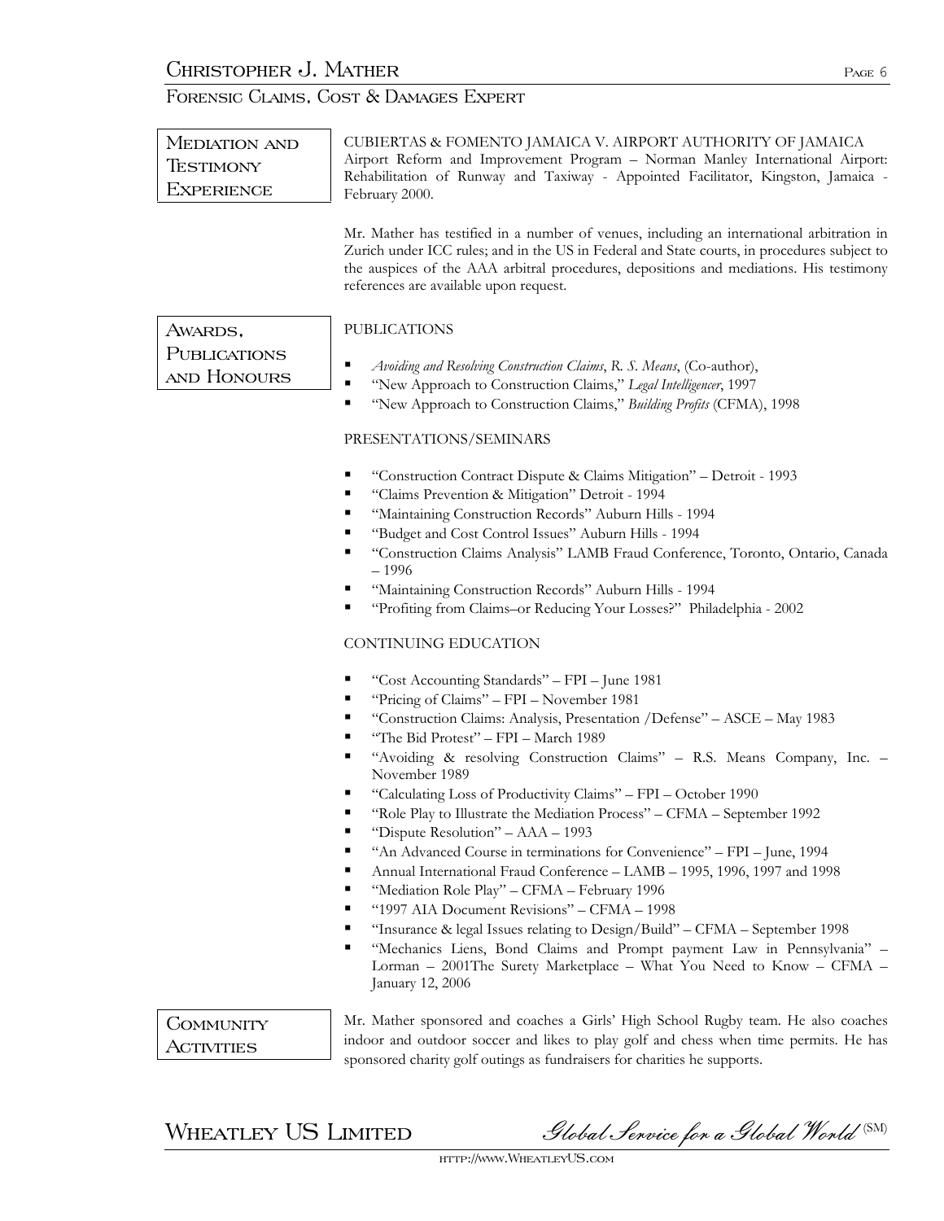## Mediation and Testimony Experience

CUBIERTAS & FOMENTO JAMAICA V. AIRPORT AUTHORITY OF JAMAICA
Airport Reform and Improvement Program – Norman Manley International Airport: Rehabilitation of Runway and Taxiway - Appointed Facilitator, Kingston, Jamaica - February 2000.

Mr. Mather has testified in a number of venues, including an international arbitration in Zurich under ICC rules; and in the US in Federal and State courts, in procedures subject to the auspices of the AAA arbitral procedures, depositions and mediations. His testimony references are available upon request.

## Awards, Publications and Honours

PUBLICATIONS

- *Avoiding and Resolving Construction Claims*, *R. S. Means*, (Co-author),
- "New Approach to Construction Claims," *Legal Intelligencer*, 1997
- "New Approach to Construction Claims," *Building Profits* (CFMA), 1998

PRESENTATIONS/SEMINARS

- "Construction Contract Dispute & Claims Mitigation" – Detroit - 1993
- "Claims Prevention & Mitigation" Detroit - 1994
- "Maintaining Construction Records" Auburn Hills - 1994
- "Budget and Cost Control Issues" Auburn Hills - 1994
- "Construction Claims Analysis" LAMB Fraud Conference, Toronto, Ontario, Canada – 1996
- "Maintaining Construction Records" Auburn Hills - 1994
- "Profiting from Claims–or Reducing Your Losses?" Philadelphia - 2002

CONTINUING EDUCATION

- "Cost Accounting Standards" – FPI – June 1981
- "Pricing of Claims" – FPI – November 1981
- "Construction Claims: Analysis, Presentation /Defense" – ASCE – May 1983
- "The Bid Protest" – FPI – March 1989
- "Avoiding & resolving Construction Claims" – R.S. Means Company, Inc. – November 1989
- "Calculating Loss of Productivity Claims" – FPI – October 1990
- "Role Play to Illustrate the Mediation Process" – CFMA – September 1992
- "Dispute Resolution" – AAA – 1993
- "An Advanced Course in terminations for Convenience" – FPI – June, 1994
- Annual International Fraud Conference – LAMB – 1995, 1996, 1997 and 1998
- "Mediation Role Play" – CFMA – February 1996
- "1997 AIA Document Revisions" – CFMA – 1998
- "Insurance & legal Issues relating to Design/Build" – CFMA – September 1998
- "Mechanics Liens, Bond Claims and Prompt payment Law in Pennsylvania" – Lorman – 2001The Surety Marketplace – What You Need to Know – CFMA – January 12, 2006

## Community Activities

Mr. Mather sponsored and coaches a Girls' High School Rugby team. He also coaches indoor and outdoor soccer and likes to play golf and chess when time permits. He has sponsored charity golf outings as fundraisers for charities he supports.